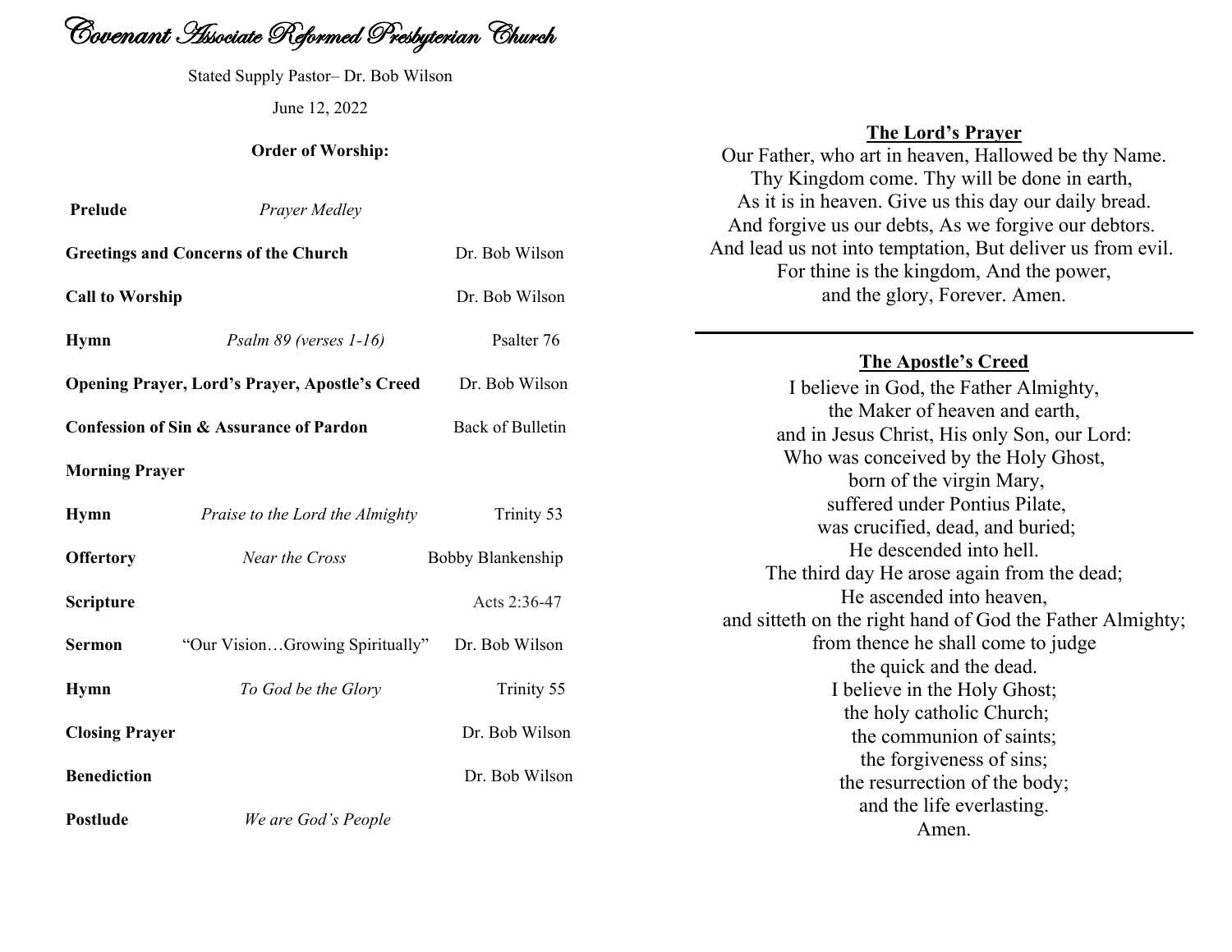# Covenant Associate Reformed Presbyterian Church

Stated Supply Pastor– Dr. Bob Wilson

June 12, 2022

**Order of Worship:**

| | | |
|---|---|---|
| **Prelude** | *Prayer Medley* | |
| **Greetings and Concerns of the Church** | | Dr. Bob Wilson |
| **Call to Worship** | | Dr. Bob Wilson |
| **Hymn** | *Psalm 89 (verses 1-16)* | Psalter 76 |
| **Opening Prayer, Lord's Prayer, Apostle's Creed** | | Dr. Bob Wilson |
| **Confession of Sin & Assurance of Pardon** | | Back of Bulletin |
| **Morning Prayer** | | |
| **Hymn** | *Praise to the Lord the Almighty* | Trinity 53 |
| **Offertory** | *Near the Cross* | Bobby Blankenship |
| **Scripture** | | Acts 2:36-47 |
| **Sermon** | "Our Vision…Growing Spiritually" | Dr. Bob Wilson |
| **Hymn** | *To God be the Glory* | Trinity 55 |
| **Closing Prayer** | | Dr. Bob Wilson |
| **Benediction** | | Dr. Bob Wilson |
| **Postlude** | *We are God's People* | |

## The Lord's Prayer

Our Father, who art in heaven, Hallowed be thy Name.
Thy Kingdom come. Thy will be done in earth,
As it is in heaven. Give us this day our daily bread.
And forgive us our debts, As we forgive our debtors.
And lead us not into temptation, But deliver us from evil.
For thine is the kingdom, And the power,
and the glory, Forever. Amen.

---

## The Apostle's Creed

I believe in God, the Father Almighty,
the Maker of heaven and earth,
and in Jesus Christ, His only Son, our Lord:
Who was conceived by the Holy Ghost,
born of the virgin Mary,
suffered under Pontius Pilate,
was crucified, dead, and buried;
He descended into hell.
The third day He arose again from the dead;
He ascended into heaven,
and sitteth on the right hand of God the Father Almighty;
from thence he shall come to judge
the quick and the dead.
I believe in the Holy Ghost;
the holy catholic Church;
the communion of saints;
the forgiveness of sins;
the resurrection of the body;
and the life everlasting.
Amen.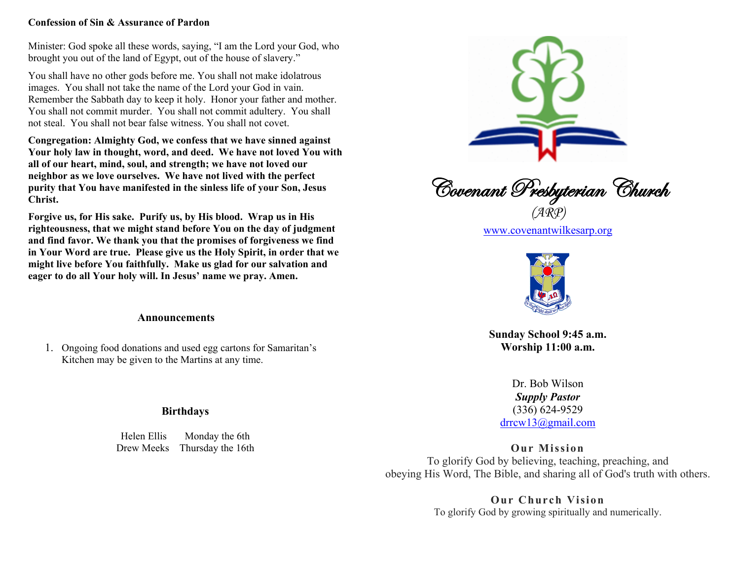**Confession of Sin & Assurance of Pardon**

Minister: God spoke all these words, saying, "I am the Lord your God, who brought you out of the land of Egypt, out of the house of slavery."

You shall have no other gods before me. You shall not make idolatrous images. You shall not take the name of the Lord your God in vain. Remember the Sabbath day to keep it holy. Honor your father and mother. You shall not commit murder. You shall not commit adultery. You shall not steal. You shall not bear false witness. You shall not covet.

**Congregation: Almighty God, we confess that we have sinned against Your holy law in thought, word, and deed. We have not loved You with all of our heart, mind, soul, and strength; we have not loved our neighbor as we love ourselves. We have not lived with the perfect purity that You have manifested in the sinless life of your Son, Jesus Christ.**

**Forgive us, for His sake. Purify us, by His blood. Wrap us in His righteousness, that we might stand before You on the day of judgment and find favor. We thank you that the promises of forgiveness we find in Your Word are true. Please give us the Holy Spirit, in order that we might live before You faithfully. Make us glad for our salvation and eager to do all Your holy will. In Jesus' name we pray. Amen.**

## Announcements

1. Ongoing food donations and used egg cartons for Samaritan's Kitchen may be given to the Martins at any time.

## Birthdays

| | |
|---|---|
| Helen Ellis | Monday the 6th |
| Drew Meeks | Thursday the 16th |

# Covenant Presbyterian Church

*(ARP)*

www.covenantwilkesarp.org

**Sunday School 9:45 a.m.**
**Worship 11:00 a.m.**

Dr. Bob Wilson
***Supply Pastor***
(336) 624-9529
drrcw13@gmail.com

**Our Mission**
To glorify God by believing, teaching, preaching, and obeying His Word, The Bible, and sharing all of God's truth with others.

**Our Church Vision**
To glorify God by growing spiritually and numerically.